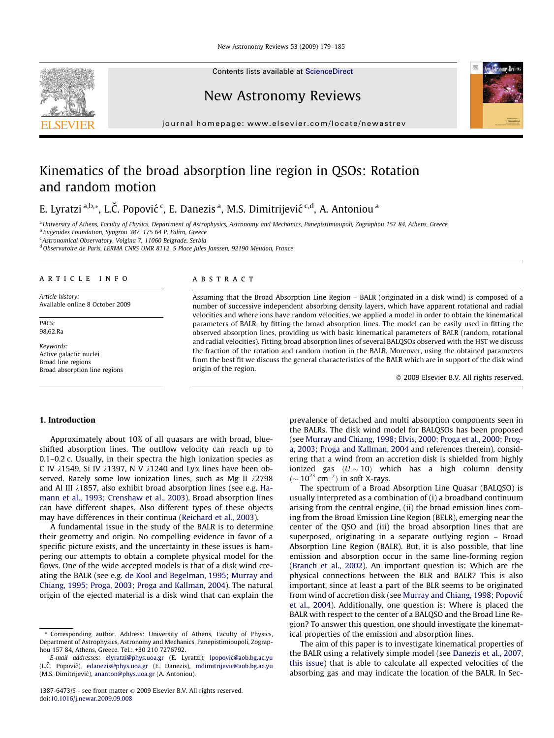Contents lists available at ScienceDirect

# New Astronomy Reviews

journal homepage: www.elsevier.com/locate/newastrev

# Kinematics of the broad absorption line region in QSOs: Rotation and random motion

E. Lyratzi [a,b,*], L.Č. Popović [c], E. Danezis [a], M.S. Dimitrijević [c,d], A. Antoniou [a]

[a] University of Athens, Faculty of Physics, Department of Astrophysics, Astronomy and Mechanics, Panepistimiopouli, Zographou 157 84, Athens, Greece
[b] Eugenides Foundation, Syngrou 387, 175 64 P. Faliro, Greece
[c] Astronomical Observatory, Volgina 7, 11060 Belgrade, Serbia
[d] Observatoire de Paris, LERMA CNRS UMR 8112, 5 Place Jules Janssen, 92190 Meudon, France

**ARTICLE INFO**

*Article history:*
Available online 8 October 2009

*PACS:*
98.62.Ra

*Keywords:*
Active galactic nuclei
Broad line regions
Broad absorption line regions

**ABSTRACT**

Assuming that the Broad Absorption Line Region – BALR (originated in a disk wind) is composed of a number of successive independent absorbing density layers, which have apparent rotational and radial velocities and where ions have random velocities, we applied a model in order to obtain the kinematical parameters of BALR, by fitting the broad absorption lines. The model can be easily used in fitting the observed absorption lines, providing us with basic kinematical parameters of BALR (random, rotational and radial velocities). Fitting broad absorption lines of several BALQSOs observed with the HST we discuss the fraction of the rotation and random motion in the BALR. Moreover, using the obtained parameters from the best fit we discuss the general characteristics of the BALR which are in support of the disk wind origin of the region.

© 2009 Elsevier B.V. All rights reserved.

## 1. Introduction

Approximately about 10% of all quasars are with broad, blue-shifted absorption lines. The outflow velocity can reach up to 0.1–0.2 c. Usually, in their spectra the high ionization species as C IV $\lambda$1549, Si IV $\lambda$1397, N V $\lambda$1240 and Ly$\alpha$ lines have been observed. Rarely some low ionization lines, such as Mg II $\lambda$2798 and Al III $\lambda$1857, also exhibit broad absorption lines (see e.g. Hamann et al., 1993; Crenshaw et al., 2003). Broad absorption lines can have different shapes. Also different types of these objects may have differences in their continua (Reichard et al., 2003).

A fundamental issue in the study of the BALR is to determine their geometry and origin. No compelling evidence in favor of a specific picture exists, and the uncertainty in these issues is hampering our attempts to obtain a complete physical model for the flows. One of the wide accepted models is that of a disk wind creating the BALR (see e.g. de Kool and Begelman, 1995; Murray and Chiang, 1995; Proga, 2003; Proga and Kallman, 2004). The natural origin of the ejected material is a disk wind that can explain the prevalence of detached and multi absorption components seen in the BALRs. The disk wind model for BALQSOs has been proposed (see Murray and Chiang, 1998; Elvis, 2000; Proga et al., 2000; Proga, 2003; Proga and Kallman, 2004 and references therein), considering that a wind from an accretion disk is shielded from highly ionized gas ($U \sim 10$) which has a high column density ($\sim 10^{23}$ cm$^{-2}$) in soft X-rays.

The spectrum of a Broad Absorption Line Quasar (BALQSO) is usually interpreted as a combination of (i) a broadband continuum arising from the central engine, (ii) the broad emission lines coming from the Broad Emission Line Region (BELR), emerging near the center of the QSO and (iii) the broad absorption lines that are superposed, originating in a separate outlying region – Broad Absorption Line Region (BALR). But, it is also possible, that line emission and absorption occur in the same line-forming region (Branch et al., 2002). An important question is: Which are the physical connections between the BLR and BALR? This is also important, since at least a part of the BLR seems to be originated from wind of accretion disk (see Murray and Chiang, 1998; Popović et al., 2004). Additionally, one question is: Where is placed the BALR with respect to the center of a BALQSO and the Broad Line Region? To answer this question, one should investigate the kinematical properties of the emission and absorption lines.

The aim of this paper is to investigate kinematical properties of the BALR using a relatively simple model (see Danezis et al., 2007, this issue) that is able to calculate all expected velocities of the absorbing gas and may indicate the location of the BALR. In Sec-

* Corresponding author. Address: University of Athens, Faculty of Physics, Department of Astrophysics, Astronomy and Mechanics, Panepistimiopouli, Zographou 157 84, Athens, Greece. Tel.: +30 210 7276792.
*E-mail addresses:* elyratzi@phys.uoa.gr (E. Lyratzi), lpopovic@aob.bg.ac.yu (L.Č. Popović), edanezis@phys.uoa.gr (E. Danezis), mdimitrijevic@aob.bg.ac.yu (M.S. Dimitrijević), ananton@phys.uoa.gr (A. Antoniou).

1387-6473/$ - see front matter © 2009 Elsevier B.V. All rights reserved.
doi:10.1016/j.newar.2009.09.008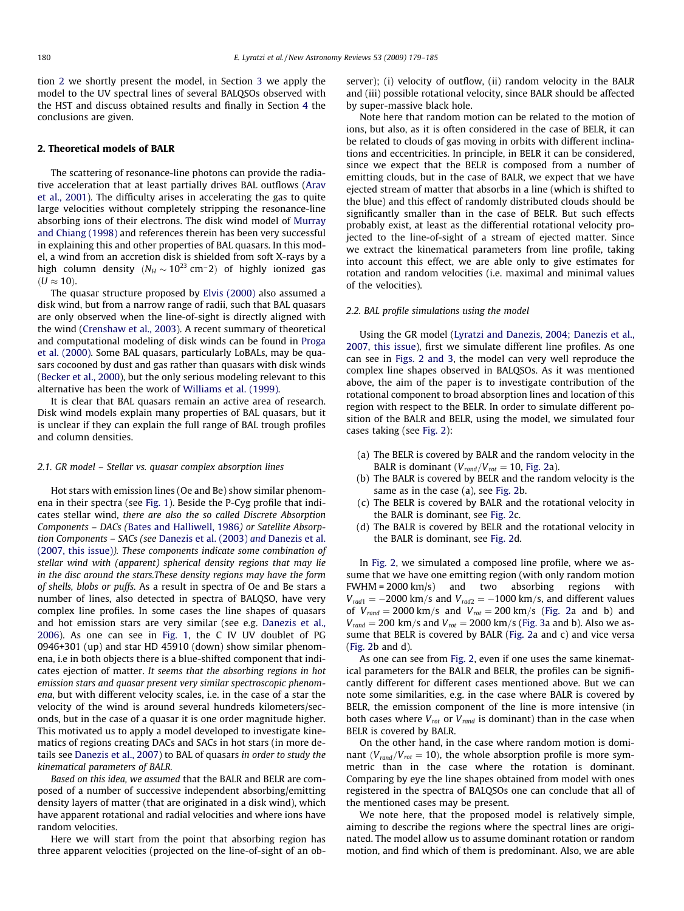tion 2 we shortly present the model, in Section 3 we apply the model to the UV spectral lines of several BALQSOs observed with the HST and discuss obtained results and finally in Section 4 the conclusions are given.

## 2. Theoretical models of BALR

The scattering of resonance-line photons can provide the radiative acceleration that at least partially drives BAL outflows (Arav et al., 2001). The difficulty arises in accelerating the gas to quite large velocities without completely stripping the resonance-line absorbing ions of their electrons. The disk wind model of Murray and Chiang (1998) and references therein has been very successful in explaining this and other properties of BAL quasars. In this model, a wind from an accretion disk is shielded from soft X-rays by a high column density ($N_H \sim 10^{23}\ \mathrm{cm}^{-2}$) of highly ionized gas ($U \approx 10$).

The quasar structure proposed by Elvis (2000) also assumed a disk wind, but from a narrow range of radii, such that BAL quasars are only observed when the line-of-sight is directly aligned with the wind (Crenshaw et al., 2003). A recent summary of theoretical and computational modeling of disk winds can be found in Proga et al. (2000). Some BAL quasars, particularly LoBALs, may be quasars cocooned by dust and gas rather than quasars with disk winds (Becker et al., 2000), but the only serious modeling relevant to this alternative has been the work of Williams et al. (1999).

It is clear that BAL quasars remain an active area of research. Disk wind models explain many properties of BAL quasars, but it is unclear if they can explain the full range of BAL trough profiles and column densities.

### 2.1. GR model – Stellar vs. quasar complex absorption lines

Hot stars with emission lines (Oe and Be) show similar phenomena in their spectra (see Fig. 1). Beside the P-Cyg profile that indicates stellar wind, *there are also the so called Discrete Absorption Components – DACs (*Bates and Halliwell, 1986*) or Satellite Absorption Components – SACs (see* Danezis et al. (2003) *and* Danezis et al. (2007, this issue)*). These components indicate some combination of stellar wind with (apparent) spherical density regions that may lie in the disc around the stars.These density regions may have the form of shells, blobs or puffs.* As a result in spectra of Oe and Be stars a number of lines, also detected in spectra of BALQSO, have very complex line profiles. In some cases the line shapes of quasars and hot emission stars are very similar (see e.g. Danezis et al., 2006). As one can see in Fig. 1, the C IV UV doublet of PG 0946+301 (up) and star HD 45910 (down) show similar phenomena, i.e in both objects there is a blue-shifted component that indicates ejection of matter. *It seems that the absorbing regions in hot emission stars and quasar present very similar spectroscopic phenomena*, but with different velocity scales, i.e. in the case of a star the velocity of the wind is around several hundreds kilometers/seconds, but in the case of a quasar it is one order magnitude higher. This motivated us to apply a model developed to investigate kinematics of regions creating DACs and SACs in hot stars (in more details see Danezis et al., 2007) to BAL of quasars *in order to study the kinematical parameters of BALR.*

*Based on this idea, we assumed* that the BALR and BELR are composed of a number of successive independent absorbing/emitting density layers of matter (that are originated in a disk wind), which have apparent rotational and radial velocities and where ions have random velocities.

Here we will start from the point that absorbing region has three apparent velocities (projected on the line-of-sight of an observer); (i) velocity of outflow, (ii) random velocity in the BALR and (iii) possible rotational velocity, since BALR should be affected by super-massive black hole.

Note here that random motion can be related to the motion of ions, but also, as it is often considered in the case of BELR, it can be related to clouds of gas moving in orbits with different inclinations and eccentricities. In principle, in BELR it can be considered, since we expect that the BELR is composed from a number of emitting clouds, but in the case of BALR, we expect that we have ejected stream of matter that absorbs in a line (which is shifted to the blue) and this effect of randomly distributed clouds should be significantly smaller than in the case of BELR. But such effects probably exist, at least as the differential rotational velocity projected to the line-of-sight of a stream of ejected matter. Since we extract the kinematical parameters from line profile, taking into account this effect, we are able only to give estimates for rotation and random velocities (i.e. maximal and minimal values of the velocities).

### 2.2. BAL profile simulations using the model

Using the GR model (Lyratzi and Danezis, 2004; Danezis et al., 2007, this issue), first we simulate different line profiles. As one can see in Figs. 2 and 3, the model can very well reproduce the complex line shapes observed in BALQSOs. As it was mentioned above, the aim of the paper is to investigate contribution of the rotational component to broad absorption lines and location of this region with respect to the BELR. In order to simulate different position of the BALR and BELR, using the model, we simulated four cases taking (see Fig. 2):

(a) The BELR is covered by BALR and the random velocity in the BALR is dominant ($V_{rand}/V_{rot} = 10$, Fig. 2a).
(b) The BALR is covered by BELR and the random velocity is the same as in the case (a), see Fig. 2b.
(c) The BELR is covered by BALR and the rotational velocity in the BALR is dominant, see Fig. 2c.
(d) The BALR is covered by BELR and the rotational velocity in the BALR is dominant, see Fig. 2d.

In Fig. 2, we simulated a composed line profile, where we assume that we have one emitting region (with only random motion FWHM = 2000 km/s) and two absorbing regions with $V_{rad1} = -2000$ km/s and $V_{rad2} = -1000$ km/s, and different values of $V_{rand} = 2000$ km/s and $V_{rot} = 200$ km/s (Fig. 2a and b) and $V_{rand} = 200$ km/s and $V_{rot} = 2000$ km/s (Fig. 3a and b). Also we assume that BELR is covered by BALR (Fig. 2a and c) and vice versa (Fig. 2b and d).

As one can see from Fig. 2, even if one uses the same kinematical parameters for the BALR and BELR, the profiles can be significantly different for different cases mentioned above. But we can note some similarities, e.g. in the case where BALR is covered by BELR, the emission component of the line is more intensive (in both cases where $V_{rot}$ or $V_{rand}$ is dominant) than in the case when BELR is covered by BALR.

On the other hand, in the case where random motion is dominant ($V_{rand}/V_{rot} = 10$), the whole absorption profile is more symmetric than in the case where the rotation is dominant. Comparing by eye the line shapes obtained from model with ones registered in the spectra of BALQSOs one can conclude that all of the mentioned cases may be present.

We note here, that the proposed model is relatively simple, aiming to describe the regions where the spectral lines are originated. The model allow us to assume dominant rotation or random motion, and find which of them is predominant. Also, we are able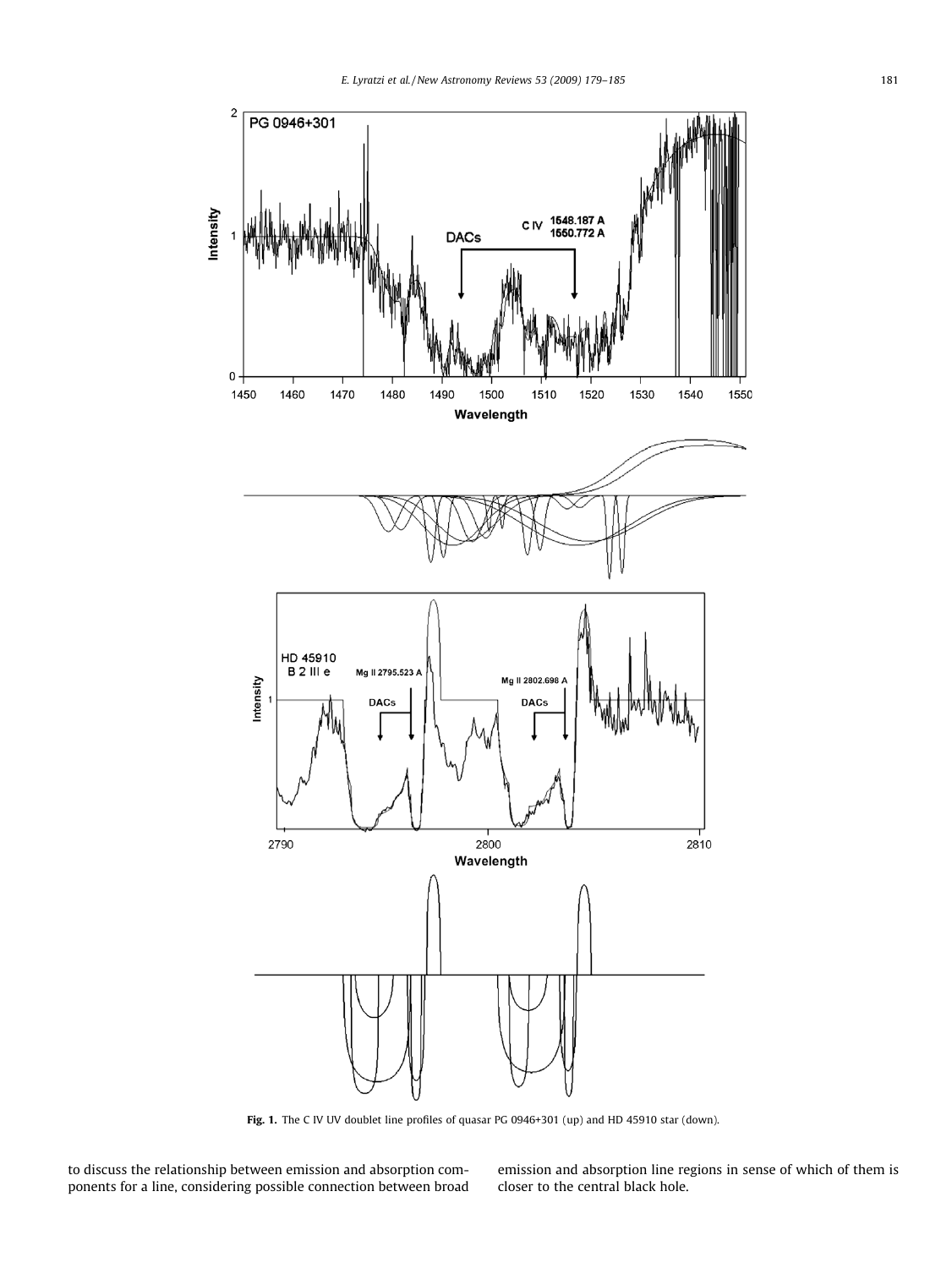**Fig. 1.** The C IV UV doublet line profiles of quasar PG 0946+301 (up) and HD 45910 star (down).

to discuss the relationship between emission and absorption components for a line, considering possible connection between broad emission and absorption line regions in sense of which of them is closer to the central black hole.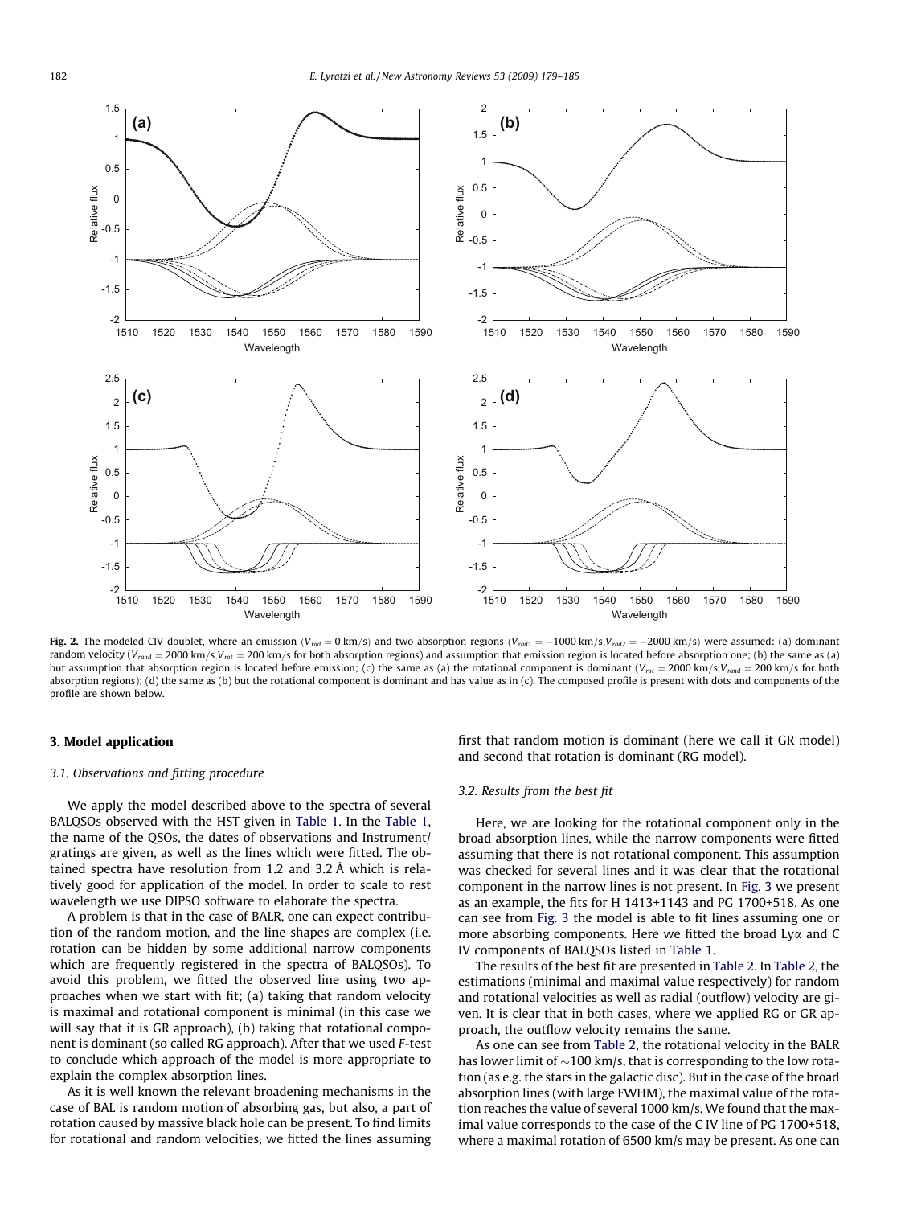**Fig. 2.** The modeled CIV doublet, where an emission ($V_{rad} = 0$ km/s) and two absorption regions ($V_{rad1} = -1000$ km/s, $V_{rad2} = -2000$ km/s) were assumed: (a) dominant random velocity ($V_{rand} = 2000$ km/s, $V_{rot} = 200$ km/s for both absorption regions) and assumption that emission region is located before absorption one; (b) the same as (a) but assumption that absorption region is located before emission; (c) the same as (a) the rotational component is dominant ($V_{rot} = 2000$ km/s, $V_{rand} = 200$ km/s for both absorption regions); (d) the same as (b) but the rotational component is dominant and has value as in (c). The composed profile is present with dots and components of the profile are shown below.

## 3. Model application

### 3.1. Observations and fitting procedure

We apply the model described above to the spectra of several BALQSOs observed with the HST given in Table 1. In the Table 1, the name of the QSOs, the dates of observations and Instrument/gratings are given, as well as the lines which were fitted. The obtained spectra have resolution from 1.2 and 3.2 Å which is relatively good for application of the model. In order to scale to rest wavelength we use DIPSO software to elaborate the spectra.

A problem is that in the case of BALR, one can expect contribution of the random motion, and the line shapes are complex (i.e. rotation can be hidden by some additional narrow components which are frequently registered in the spectra of BALQSOs). To avoid this problem, we fitted the observed line using two approaches when we start with fit; (a) taking that random velocity is maximal and rotational component is minimal (in this case we will say that it is GR approach), (b) taking that rotational component is dominant (so called RG approach). After that we used *F*-test to conclude which approach of the model is more appropriate to explain the complex absorption lines.

As it is well known the relevant broadening mechanisms in the case of BAL is random motion of absorbing gas, but also, a part of rotation caused by massive black hole can be present. To find limits for rotational and random velocities, we fitted the lines assuming first that random motion is dominant (here we call it GR model) and second that rotation is dominant (RG model).

### 3.2. Results from the best fit

Here, we are looking for the rotational component only in the broad absorption lines, while the narrow components were fitted assuming that there is not rotational component. This assumption was checked for several lines and it was clear that the rotational component in the narrow lines is not present. In Fig. 3 we present as an example, the fits for H 1413+1143 and PG 1700+518. As one can see from Fig. 3 the model is able to fit lines assuming one or more absorbing components. Here we fitted the broad Lyα and C IV components of BALQSOs listed in Table 1.

The results of the best fit are presented in Table 2. In Table 2, the estimations (minimal and maximal value respectively) for random and rotational velocities as well as radial (outflow) velocity are given. It is clear that in both cases, where we applied RG or GR approach, the outflow velocity remains the same.

As one can see from Table 2, the rotational velocity in the BALR has lower limit of ∼100 km/s, that is corresponding to the low rotation (as e.g. the stars in the galactic disc). But in the case of the broad absorption lines (with large FWHM), the maximal value of the rotation reaches the value of several 1000 km/s. We found that the maximal value corresponds to the case of the C IV line of PG 1700+518, where a maximal rotation of 6500 km/s may be present. As one can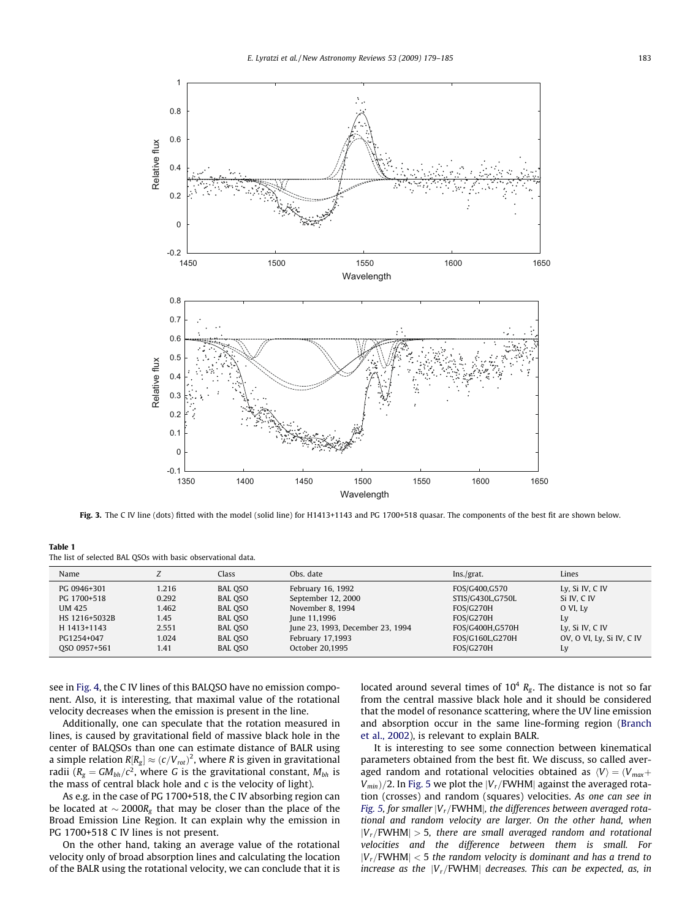**Fig. 3.** The C IV line (dots) fitted with the model (solid line) for H1413+1143 and PG 1700+518 quasar. The components of the best fit are shown below.

**Table 1**
The list of selected BAL QSOs with basic observational data.

| Name | Z | Class | Obs. date | Ins./grat. | Lines |
|---|---|---|---|---|---|
| PG 0946+301 | 1.216 | BAL QSO | February 16, 1992 | FOS/G400,G570 | Ly, Si IV, C IV |
| PG 1700+518 | 0.292 | BAL QSO | September 12, 2000 | STIS/G430L,G750L | Si IV, C IV |
| UM 425 | 1.462 | BAL QSO | November 8, 1994 | FOS/G270H | O VI, Ly |
| HS 1216+5032B | 1.45 | BAL QSO | June 11,1996 | FOS/G270H | Ly |
| H 1413+1143 | 2.551 | BAL QSO | June 23, 1993, December 23, 1994 | FOS/G400H,G570H | Ly, Si IV, C IV |
| PG1254+047 | 1.024 | BAL QSO | February 17,1993 | FOS/G160L,G270H | OV, O VI, Ly, Si IV, C IV |
| QSO 0957+561 | 1.41 | BAL QSO | October 20,1995 | FOS/G270H | Ly |

see in Fig. 4, the C IV lines of this BALQSO have no emission component. Also, it is interesting, that maximal value of the rotational velocity decreases when the emission is present in the line.

Additionally, one can speculate that the rotation measured in lines, is caused by gravitational field of massive black hole in the center of BALQSOs than one can estimate distance of BALR using a simple relation $R[R_g] \approx (c/V_{rot})^2$, where $R$ is given in gravitational radii ($R_g = GM_{bh}/c^2$, where $G$ is the gravitational constant, $M_{bh}$ is the mass of central black hole and c is the velocity of light).

As e.g. in the case of PG 1700+518, the C IV absorbing region can be located at $\sim 2000R_g$ that may be closer than the place of the Broad Emission Line Region. It can explain why the emission in PG 1700+518 C IV lines is not present.

On the other hand, taking an average value of the rotational velocity only of broad absorption lines and calculating the location of the BALR using the rotational velocity, we can conclude that it is located around several times of $10^4$ $R_g$. The distance is not so far from the central massive black hole and it should be considered that the model of resonance scattering, where the UV line emission and absorption occur in the same line-forming region (Branch et al., 2002), is relevant to explain BALR.

It is interesting to see some connection between kinematical parameters obtained from the best fit. We discuss, so called averaged random and rotational velocities obtained as $\langle V \rangle = (V_{max} + V_{min})/2$. In Fig. 5 we plot the $|V_r/\mathrm{FWHM}|$ against the averaged rotation (crosses) and random (squares) velocities. *As one can see in Fig. 5, for smaller $|V_r/\mathrm{FWHM}|$, the differences between averaged rotational and random velocity are larger. On the other hand, when $|V_r/\mathrm{FWHM}| > 5$, there are small averaged random and rotational velocities and the difference between them is small. For $|V_r/\mathrm{FWHM}| < 5$ the random velocity is dominant and has a trend to increase as the $|V_r/\mathrm{FWHM}|$ decreases. This can be expected, as, in*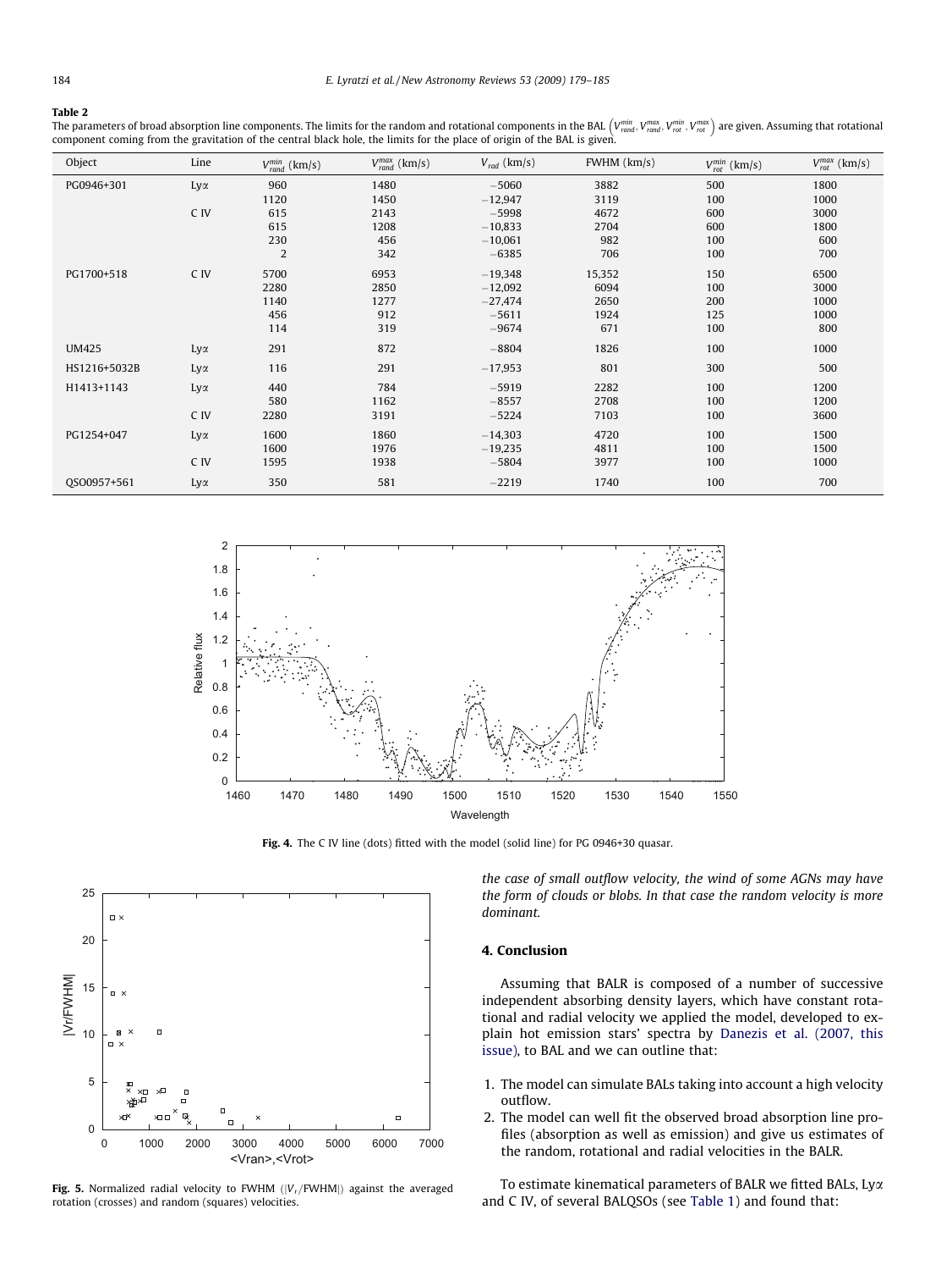**Table 2**

The parameters of broad absorption line components. The limits for the random and rotational components in the BAL $\left(V_{rand}^{min}, V_{rand}^{max}, V_{rot}^{min}, V_{rot}^{max}\right)$ are given. Assuming that rotational component coming from the gravitation of the central black hole, the limits for the place of origin of the BAL is given.

| Object | Line | $V_{rand}^{min}$ (km/s) | $V_{rand}^{max}$ (km/s) | $V_{rad}$ (km/s) | FWHM (km/s) | $V_{rot}^{min}$ (km/s) | $V_{rot}^{max}$ (km/s) |
|---|---|---|---|---|---|---|---|
| PG0946+301 | Lyα | 960 | 1480 | −5060 | 3882 | 500 | 1800 |
| | | 1120 | 1450 | −12,947 | 3119 | 100 | 1000 |
| | C IV | 615 | 2143 | −5998 | 4672 | 600 | 3000 |
| | | 615 | 1208 | −10,833 | 2704 | 600 | 1800 |
| | | 230 | 456 | −10,061 | 982 | 100 | 600 |
| | | 2 | 342 | −6385 | 706 | 100 | 700 |
| PG1700+518 | C IV | 5700 | 6953 | −19,348 | 15,352 | 150 | 6500 |
| | | 2280 | 2850 | −12,092 | 6094 | 100 | 3000 |
| | | 1140 | 1277 | −27,474 | 2650 | 200 | 1000 |
| | | 456 | 912 | −5611 | 1924 | 125 | 1000 |
| | | 114 | 319 | −9674 | 671 | 100 | 800 |
| UM425 | Lyα | 291 | 872 | −8804 | 1826 | 100 | 1000 |
| HS1216+5032B | Lyα | 116 | 291 | −17,953 | 801 | 300 | 500 |
| H1413+1143 | Lyα | 440 | 784 | −5919 | 2282 | 100 | 1200 |
| | | 580 | 1162 | −8557 | 2708 | 100 | 1200 |
| | C IV | 2280 | 3191 | −5224 | 7103 | 100 | 3600 |
| PG1254+047 | Lyα | 1600 | 1860 | −14,303 | 4720 | 100 | 1500 |
| | | 1600 | 1976 | −19,235 | 4811 | 100 | 1500 |
| | C IV | 1595 | 1938 | −5804 | 3977 | 100 | 1000 |
| QSO0957+561 | Lyα | 350 | 581 | −2219 | 1740 | 100 | 700 |

**Fig. 4.** The C IV line (dots) fitted with the model (solid line) for PG 0946+30 quasar.

**Fig. 5.** Normalized radial velocity to FWHM ($|V_r/\mathrm{FWHM}|$) against the averaged rotation (crosses) and random (squares) velocities.

*the case of small outflow velocity, the wind of some AGNs may have the form of clouds or blobs. In that case the random velocity is more dominant.*

## 4. Conclusion

Assuming that BALR is composed of a number of successive independent absorbing density layers, which have constant rotational and radial velocity we applied the model, developed to explain hot emission stars' spectra by Danezis et al. (2007, this issue), to BAL and we can outline that:

1. The model can simulate BALs taking into account a high velocity outflow.
2. The model can well fit the observed broad absorption line profiles (absorption as well as emission) and give us estimates of the random, rotational and radial velocities in the BALR.

To estimate kinematical parameters of BALR we fitted BALs, Lyα and C IV, of several BALQSOs (see Table 1) and found that: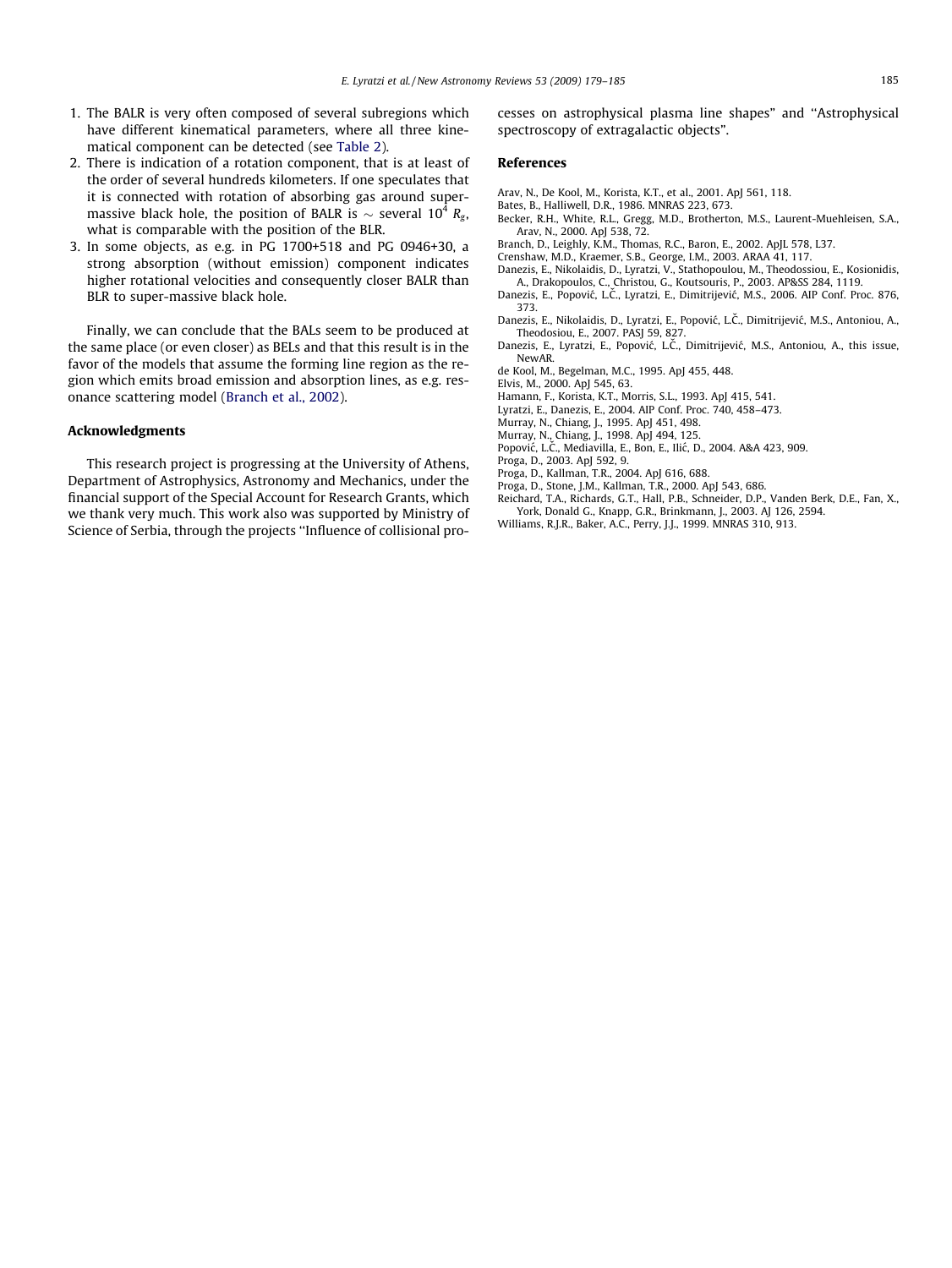1. The BALR is very often composed of several subregions which have different kinematical parameters, where all three kinematical component can be detected (see Table 2).
2. There is indication of a rotation component, that is at least of the order of several hundreds kilometers. If one speculates that it is connected with rotation of absorbing gas around supermassive black hole, the position of BALR is $\sim$ several $10^4$ $R_g$, what is comparable with the position of the BLR.
3. In some objects, as e.g. in PG 1700+518 and PG 0946+30, a strong absorption (without emission) component indicates higher rotational velocities and consequently closer BALR than BLR to super-massive black hole.

Finally, we can conclude that the BALs seem to be produced at the same place (or even closer) as BELs and that this result is in the favor of the models that assume the forming line region as the region which emits broad emission and absorption lines, as e.g. resonance scattering model (Branch et al., 2002).

## Acknowledgments

This research project is progressing at the University of Athens, Department of Astrophysics, Astronomy and Mechanics, under the financial support of the Special Account for Research Grants, which we thank very much. This work also was supported by Ministry of Science of Serbia, through the projects ''Influence of collisional processes on astrophysical plasma line shapes'' and ''Astrophysical spectroscopy of extragalactic objects''.

## References

Arav, N., De Kool, M., Korista, K.T., et al., 2001. ApJ 561, 118.
Bates, B., Halliwell, D.R., 1986. MNRAS 223, 673.
Becker, R.H., White, R.L., Gregg, M.D., Brotherton, M.S., Laurent-Muehleisen, S.A., Arav, N., 2000. ApJ 538, 72.
Branch, D., Leighly, K.M., Thomas, R.C., Baron, E., 2002. ApJL 578, L37.
Crenshaw, M.D., Kraemer, S.B., George, I.M., 2003. ARAA 41, 117.
Danezis, E., Nikolaidis, D., Lyratzi, V., Stathopoulou, M., Theodossiou, E., Kosionidis, A., Drakopoulos, C., Christou, G., Koutsouris, P., 2003. AP&SS 284, 1119.
Danezis, E., Popović, L.Č., Lyratzi, E., Dimitrijević, M.S., 2006. AIP Conf. Proc. 876, 373.
Danezis, E., Nikolaidis, D., Lyratzi, E., Popović, L.Č., Dimitrijević, M.S., Antoniou, A., Theodosiou, E., 2007. PASJ 59, 827.
Danezis, E., Lyratzi, E., Popović, L.Č., Dimitrijević, M.S., Antoniou, A., this issue, NewAR.
de Kool, M., Begelman, M.C., 1995. ApJ 455, 448.
Elvis, M., 2000. ApJ 545, 63.
Hamann, F., Korista, K.T., Morris, S.L., 1993. ApJ 415, 541.
Lyratzi, E., Danezis, E., 2004. AIP Conf. Proc. 740, 458–473.
Murray, N., Chiang, J., 1995. ApJ 451, 498.
Murray, N., Chiang, J., 1998. ApJ 494, 125.
Popović, L.Č., Mediavilla, E., Bon, E., Ilić, D., 2004. A&A 423, 909.
Proga, D., 2003. ApJ 592, 9.
Proga, D., Kallman, T.R., 2004. ApJ 616, 688.
Proga, D., Stone, J.M., Kallman, T.R., 2000. ApJ 543, 686.
Reichard, T.A., Richards, G.T., Hall, P.B., Schneider, D.P., Vanden Berk, D.E., Fan, X., York, Donald G., Knapp, G.R., Brinkmann, J., 2003. AJ 126, 2594.
Williams, R.J.R., Baker, A.C., Perry, J.J., 1999. MNRAS 310, 913.